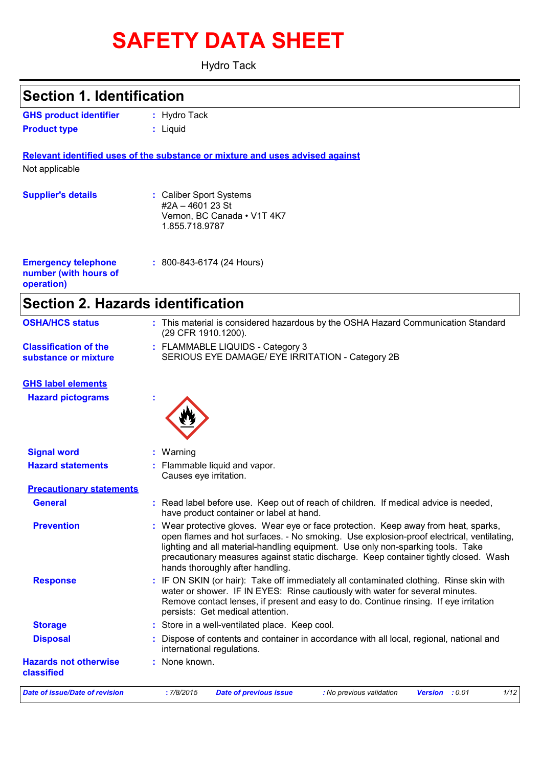# SAFETY DATA SHEET

Hydro Tack

## Section 1. Identification

**GHS product identifier** : Hydro Tack

**Product type** : Liquid

**Relevant identified uses of the substance or mixture and uses advised against**

Not applicable

**Supplier's details** : Caliber Sport Systems
#2A – 4601 23 St
Vernon, BC Canada • V1T 4K7
1.855.718.9787

**Emergency telephone number (with hours of operation)** : 800-843-6174 (24 Hours)

## Section 2. Hazards identification

**OSHA/HCS status** : This material is considered hazardous by the OSHA Hazard Communication Standard (29 CFR 1910.1200).

**Classification of the substance or mixture** : FLAMMABLE LIQUIDS - Category 3
SERIOUS EYE DAMAGE/ EYE IRRITATION - Category 2B

**GHS label elements**

**Hazard pictograms** :

**Signal word** : Warning

**Hazard statements** : Flammable liquid and vapor.
Causes eye irritation.

**Precautionary statements**

**General** : Read label before use. Keep out of reach of children. If medical advice is needed, have product container or label at hand.

**Prevention** : Wear protective gloves. Wear eye or face protection. Keep away from heat, sparks, open flames and hot surfaces. - No smoking. Use explosion-proof electrical, ventilating, lighting and all material-handling equipment. Use only non-sparking tools. Take precautionary measures against static discharge. Keep container tightly closed. Wash hands thoroughly after handling.

**Response** : IF ON SKIN (or hair): Take off immediately all contaminated clothing. Rinse skin with water or shower. IF IN EYES: Rinse cautiously with water for several minutes. Remove contact lenses, if present and easy to do. Continue rinsing. If eye irritation persists: Get medical attention.

**Storage** : Store in a well-ventilated place. Keep cool.

**Disposal** : Dispose of contents and container in accordance with all local, regional, national and international regulations.

**Hazards not otherwise classified** : None known.

*Date of issue/Date of revision* : 7/8/2015 *Date of previous issue* : No previous validation *Version* : 0.01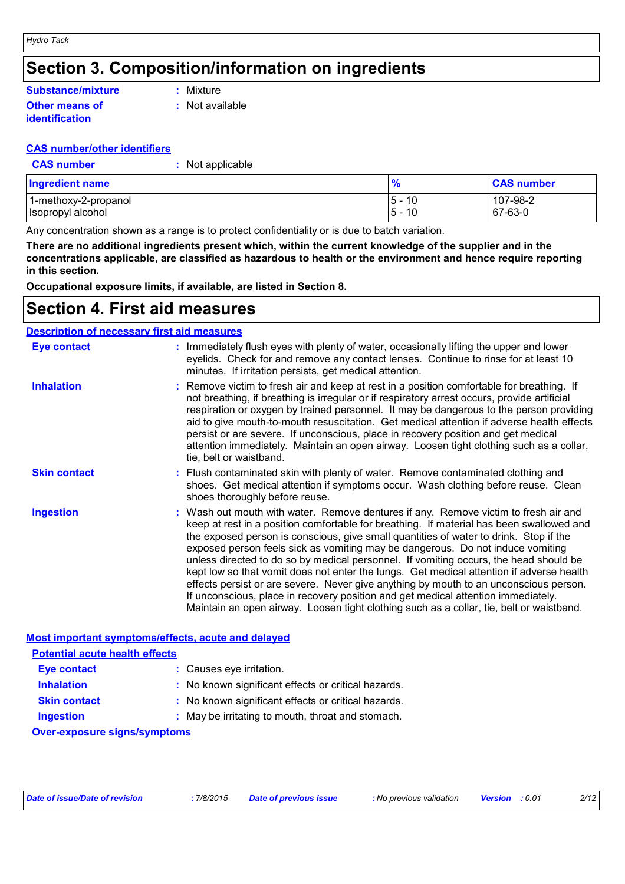## Section 3. Composition/information on ingredients

**Substance/mixture** : Mixture

**Other means of identification** : Not available

**CAS number/other identifiers**

**CAS number** : Not applicable

| Ingredient name | % | CAS number |
|---|---|---|
| 1-methoxy-2-propanol | 5 - 10 | 107-98-2 |
| Isopropyl alcohol | 5 - 10 | 67-63-0 |

Any concentration shown as a range is to protect confidentiality or is due to batch variation.

**There are no additional ingredients present which, within the current knowledge of the supplier and in the concentrations applicable, are classified as hazardous to health or the environment and hence require reporting in this section.**

**Occupational exposure limits, if available, are listed in Section 8.**

## Section 4. First aid measures

**Description of necessary first aid measures**

**Eye contact** : Immediately flush eyes with plenty of water, occasionally lifting the upper and lower eyelids. Check for and remove any contact lenses. Continue to rinse for at least 10 minutes. If irritation persists, get medical attention.

**Inhalation** : Remove victim to fresh air and keep at rest in a position comfortable for breathing. If not breathing, if breathing is irregular or if respiratory arrest occurs, provide artificial respiration or oxygen by trained personnel. It may be dangerous to the person providing aid to give mouth-to-mouth resuscitation. Get medical attention if adverse health effects persist or are severe. If unconscious, place in recovery position and get medical attention immediately. Maintain an open airway. Loosen tight clothing such as a collar, tie, belt or waistband.

**Skin contact** : Flush contaminated skin with plenty of water. Remove contaminated clothing and shoes. Get medical attention if symptoms occur. Wash clothing before reuse. Clean shoes thoroughly before reuse.

**Ingestion** : Wash out mouth with water. Remove dentures if any. Remove victim to fresh air and keep at rest in a position comfortable for breathing. If material has been swallowed and the exposed person is conscious, give small quantities of water to drink. Stop if the exposed person feels sick as vomiting may be dangerous. Do not induce vomiting unless directed to do so by medical personnel. If vomiting occurs, the head should be kept low so that vomit does not enter the lungs. Get medical attention if adverse health effects persist or are severe. Never give anything by mouth to an unconscious person. If unconscious, place in recovery position and get medical attention immediately. Maintain an open airway. Loosen tight clothing such as a collar, tie, belt or waistband.

**Most important symptoms/effects, acute and delayed**

**Potential acute health effects**

**Eye contact** : Causes eye irritation.

**Inhalation** : No known significant effects or critical hazards.

**Skin contact** : No known significant effects or critical hazards.

**Ingestion** : May be irritating to mouth, throat and stomach.

**Over-exposure signs/symptoms**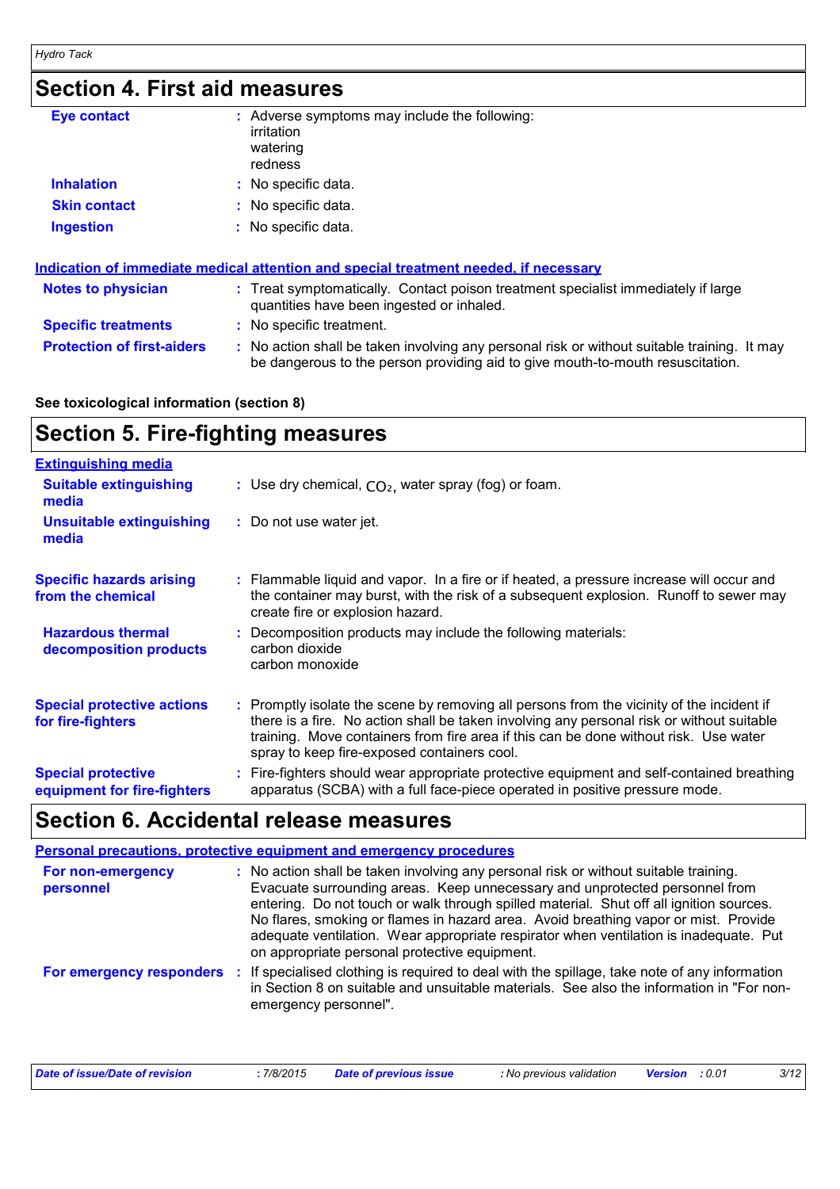## Section 4. First aid measures

**Eye contact** : Adverse symptoms may include the following:
irritation
watering
redness

**Inhalation** : No specific data.

**Skin contact** : No specific data.

**Ingestion** : No specific data.

**Indication of immediate medical attention and special treatment needed, if necessary**

**Notes to physician** : Treat symptomatically. Contact poison treatment specialist immediately if large quantities have been ingested or inhaled.

**Specific treatments** : No specific treatment.

**Protection of first-aiders** : No action shall be taken involving any personal risk or without suitable training. It may be dangerous to the person providing aid to give mouth-to-mouth resuscitation.

**See toxicological information (section 8)**

## Section 5. Fire-fighting measures

**Extinguishing media**

**Suitable extinguishing media** : Use dry chemical, $CO_2$, water spray (fog) or foam.

**Unsuitable extinguishing media** : Do not use water jet.

**Specific hazards arising from the chemical** : Flammable liquid and vapor. In a fire or if heated, a pressure increase will occur and the container may burst, with the risk of a subsequent explosion. Runoff to sewer may create fire or explosion hazard.

**Hazardous thermal decomposition products** : Decomposition products may include the following materials:
carbon dioxide
carbon monoxide

**Special protective actions for fire-fighters** : Promptly isolate the scene by removing all persons from the vicinity of the incident if there is a fire. No action shall be taken involving any personal risk or without suitable training. Move containers from fire area if this can be done without risk. Use water spray to keep fire-exposed containers cool.

**Special protective equipment for fire-fighters** : Fire-fighters should wear appropriate protective equipment and self-contained breathing apparatus (SCBA) with a full face-piece operated in positive pressure mode.

## Section 6. Accidental release measures

**Personal precautions, protective equipment and emergency procedures**

**For non-emergency personnel** : No action shall be taken involving any personal risk or without suitable training. Evacuate surrounding areas. Keep unnecessary and unprotected personnel from entering. Do not touch or walk through spilled material. Shut off all ignition sources. No flares, smoking or flames in hazard area. Avoid breathing vapor or mist. Provide adequate ventilation. Wear appropriate respirator when ventilation is inadequate. Put on appropriate personal protective equipment.

**For emergency responders** : If specialised clothing is required to deal with the spillage, take note of any information in Section 8 on suitable and unsuitable materials. See also the information in "For non-emergency personnel".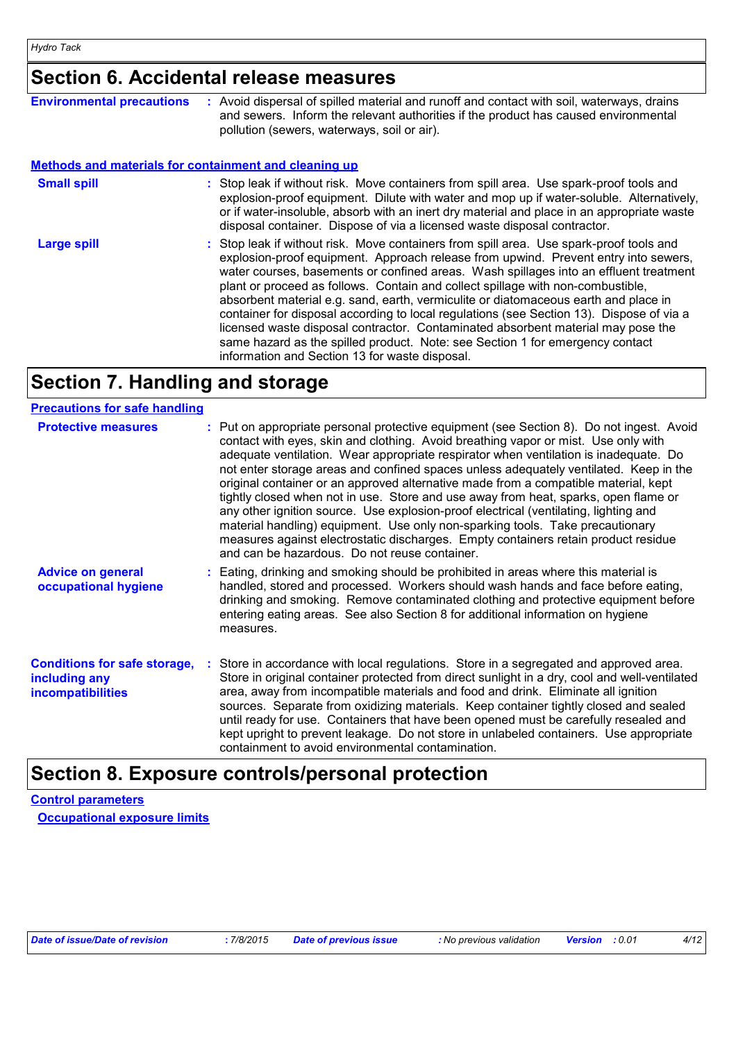## Section 6. Accidental release measures

**Environmental precautions** : Avoid dispersal of spilled material and runoff and contact with soil, waterways, drains and sewers. Inform the relevant authorities if the product has caused environmental pollution (sewers, waterways, soil or air).

### Methods and materials for containment and cleaning up

**Small spill** : Stop leak if without risk. Move containers from spill area. Use spark-proof tools and explosion-proof equipment. Dilute with water and mop up if water-soluble. Alternatively, or if water-insoluble, absorb with an inert dry material and place in an appropriate waste disposal container. Dispose of via a licensed waste disposal contractor.

**Large spill** : Stop leak if without risk. Move containers from spill area. Use spark-proof tools and explosion-proof equipment. Approach release from upwind. Prevent entry into sewers, water courses, basements or confined areas. Wash spillages into an effluent treatment plant or proceed as follows. Contain and collect spillage with non-combustible, absorbent material e.g. sand, earth, vermiculite or diatomaceous earth and place in container for disposal according to local regulations (see Section 13). Dispose of via a licensed waste disposal contractor. Contaminated absorbent material may pose the same hazard as the spilled product. Note: see Section 1 for emergency contact information and Section 13 for waste disposal.

## Section 7. Handling and storage

### Precautions for safe handling

**Protective measures** : Put on appropriate personal protective equipment (see Section 8). Do not ingest. Avoid contact with eyes, skin and clothing. Avoid breathing vapor or mist. Use only with adequate ventilation. Wear appropriate respirator when ventilation is inadequate. Do not enter storage areas and confined spaces unless adequately ventilated. Keep in the original container or an approved alternative made from a compatible material, kept tightly closed when not in use. Store and use away from heat, sparks, open flame or any other ignition source. Use explosion-proof electrical (ventilating, lighting and material handling) equipment. Use only non-sparking tools. Take precautionary measures against electrostatic discharges. Empty containers retain product residue and can be hazardous. Do not reuse container.

**Advice on general occupational hygiene** : Eating, drinking and smoking should be prohibited in areas where this material is handled, stored and processed. Workers should wash hands and face before eating, drinking and smoking. Remove contaminated clothing and protective equipment before entering eating areas. See also Section 8 for additional information on hygiene measures.

**Conditions for safe storage, including any incompatibilities** : Store in accordance with local regulations. Store in a segregated and approved area. Store in original container protected from direct sunlight in a dry, cool and well-ventilated area, away from incompatible materials and food and drink. Eliminate all ignition sources. Separate from oxidizing materials. Keep container tightly closed and sealed until ready for use. Containers that have been opened must be carefully resealed and kept upright to prevent leakage. Do not store in unlabeled containers. Use appropriate containment to avoid environmental contamination.

## Section 8. Exposure controls/personal protection

### Control parameters

#### Occupational exposure limits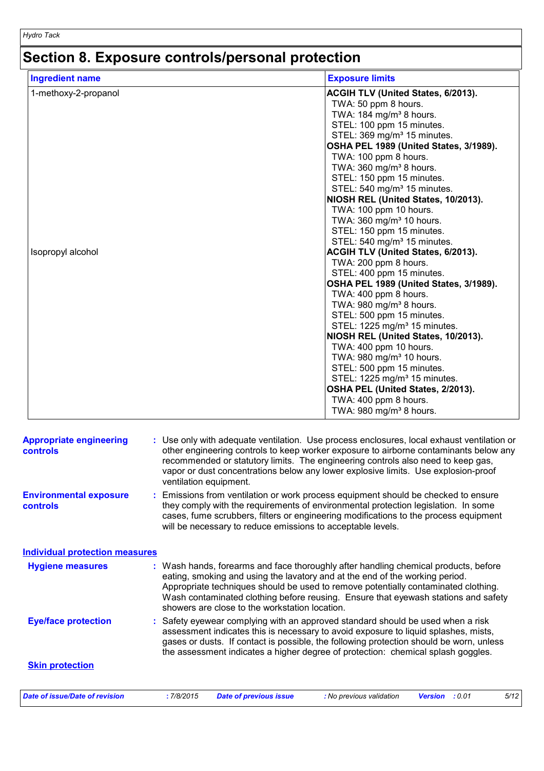# Section 8. Exposure controls/personal protection

| Ingredient name | Exposure limits |
| --- | --- |
| 1-methoxy-2-propanol | **ACGIH TLV (United States, 6/2013).**<br>TWA: 50 ppm 8 hours.<br>TWA: 184 mg/m³ 8 hours.<br>STEL: 100 ppm 15 minutes.<br>STEL: 369 mg/m³ 15 minutes.<br>**OSHA PEL 1989 (United States, 3/1989).**<br>TWA: 100 ppm 8 hours.<br>TWA: 360 mg/m³ 8 hours.<br>STEL: 150 ppm 15 minutes.<br>STEL: 540 mg/m³ 15 minutes.<br>**NIOSH REL (United States, 10/2013).**<br>TWA: 100 ppm 10 hours.<br>TWA: 360 mg/m³ 10 hours.<br>STEL: 150 ppm 15 minutes.<br>STEL: 540 mg/m³ 15 minutes. |
| Isopropyl alcohol | **ACGIH TLV (United States, 6/2013).**<br>TWA: 200 ppm 8 hours.<br>STEL: 400 ppm 15 minutes.<br>**OSHA PEL 1989 (United States, 3/1989).**<br>TWA: 400 ppm 8 hours.<br>TWA: 980 mg/m³ 8 hours.<br>STEL: 500 ppm 15 minutes.<br>STEL: 1225 mg/m³ 15 minutes.<br>**NIOSH REL (United States, 10/2013).**<br>TWA: 400 ppm 10 hours.<br>TWA: 980 mg/m³ 10 hours.<br>STEL: 500 ppm 15 minutes.<br>STEL: 1225 mg/m³ 15 minutes.<br>**OSHA PEL (United States, 2/2013).**<br>TWA: 400 ppm 8 hours.<br>TWA: 980 mg/m³ 8 hours. |

**Appropriate engineering controls** : Use only with adequate ventilation. Use process enclosures, local exhaust ventilation or other engineering controls to keep worker exposure to airborne contaminants below any recommended or statutory limits. The engineering controls also need to keep gas, vapor or dust concentrations below any lower explosive limits. Use explosion-proof ventilation equipment.

**Environmental exposure controls** : Emissions from ventilation or work process equipment should be checked to ensure they comply with the requirements of environmental protection legislation. In some cases, fume scrubbers, filters or engineering modifications to the process equipment will be necessary to reduce emissions to acceptable levels.

## Individual protection measures

**Hygiene measures** : Wash hands, forearms and face thoroughly after handling chemical products, before eating, smoking and using the lavatory and at the end of the working period. Appropriate techniques should be used to remove potentially contaminated clothing. Wash contaminated clothing before reusing. Ensure that eyewash stations and safety showers are close to the workstation location.

**Eye/face protection** : Safety eyewear complying with an approved standard should be used when a risk assessment indicates this is necessary to avoid exposure to liquid splashes, mists, gases or dusts. If contact is possible, the following protection should be worn, unless the assessment indicates a higher degree of protection: chemical splash goggles.

### Skin protection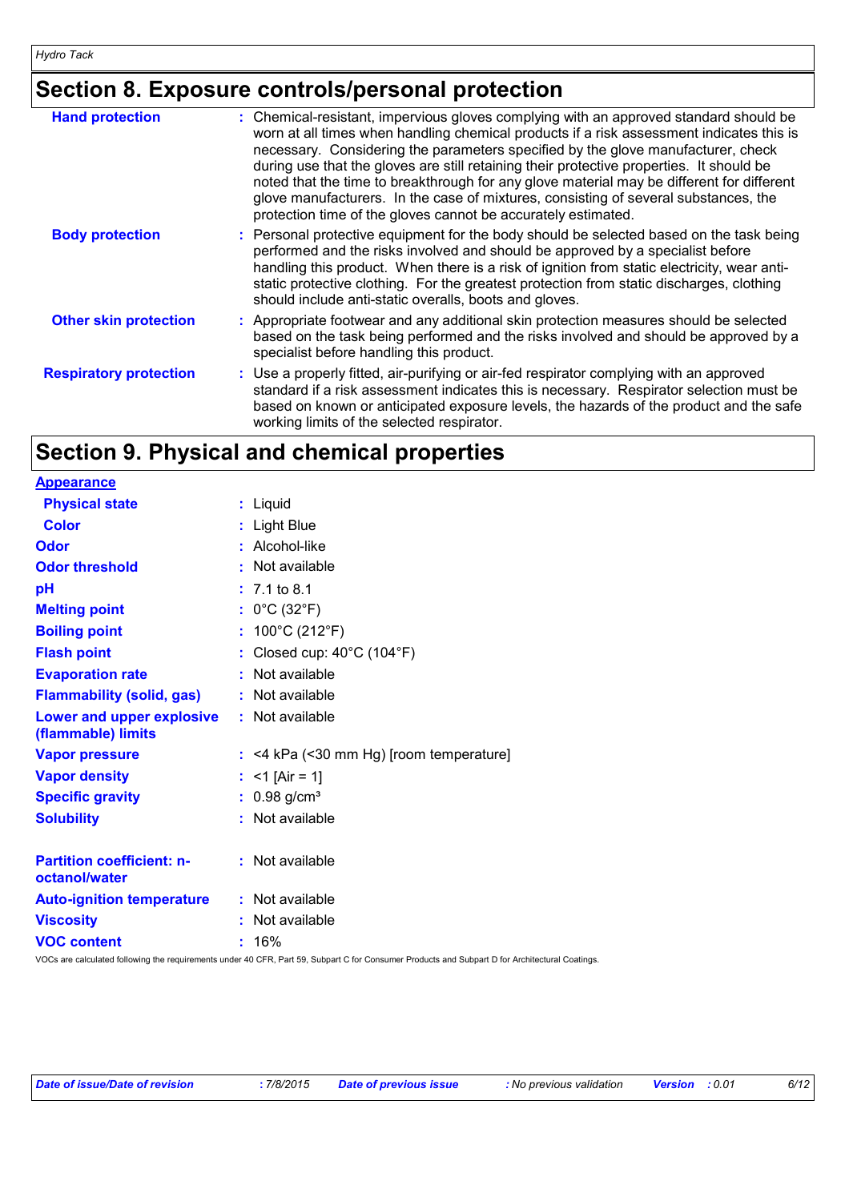## Section 8. Exposure controls/personal protection

| | |
|---|---|
| **Hand protection** | : Chemical-resistant, impervious gloves complying with an approved standard should be worn at all times when handling chemical products if a risk assessment indicates this is necessary. Considering the parameters specified by the glove manufacturer, check during use that the gloves are still retaining their protective properties. It should be noted that the time to breakthrough for any glove material may be different for different glove manufacturers. In the case of mixtures, consisting of several substances, the protection time of the gloves cannot be accurately estimated. |
| **Body protection** | : Personal protective equipment for the body should be selected based on the task being performed and the risks involved and should be approved by a specialist before handling this product. When there is a risk of ignition from static electricity, wear anti-static protective clothing. For the greatest protection from static discharges, clothing should include anti-static overalls, boots and gloves. |
| **Other skin protection** | : Appropriate footwear and any additional skin protection measures should be selected based on the task being performed and the risks involved and should be approved by a specialist before handling this product. |
| **Respiratory protection** | : Use a properly fitted, air-purifying or air-fed respirator complying with an approved standard if a risk assessment indicates this is necessary. Respirator selection must be based on known or anticipated exposure levels, the hazards of the product and the safe working limits of the selected respirator. |

## Section 9. Physical and chemical properties

**Appearance**

| | |
|---|---|
| **Physical state** | : Liquid |
| **Color** | : Light Blue |
| **Odor** | : Alcohol-like |
| **Odor threshold** | : Not available |
| **pH** | : 7.1 to 8.1 |
| **Melting point** | : 0°C (32°F) |
| **Boiling point** | : 100°C (212°F) |
| **Flash point** | : Closed cup: 40°C (104°F) |
| **Evaporation rate** | : Not available |
| **Flammability (solid, gas)** | : Not available |
| **Lower and upper explosive (flammable) limits** | : Not available |
| **Vapor pressure** | : <4 kPa (<30 mm Hg) [room temperature] |
| **Vapor density** | : <1 [Air = 1] |
| **Specific gravity** | : 0.98 g/cm³ |
| **Solubility** | : Not available |
| **Partition coefficient: n-octanol/water** | : Not available |
| **Auto-ignition temperature** | : Not available |
| **Viscosity** | : Not available |
| **VOC content** | : 16% |

VOCs are calculated following the requirements under 40 CFR, Part 59, Subpart C for Consumer Products and Subpart D for Architectural Coatings.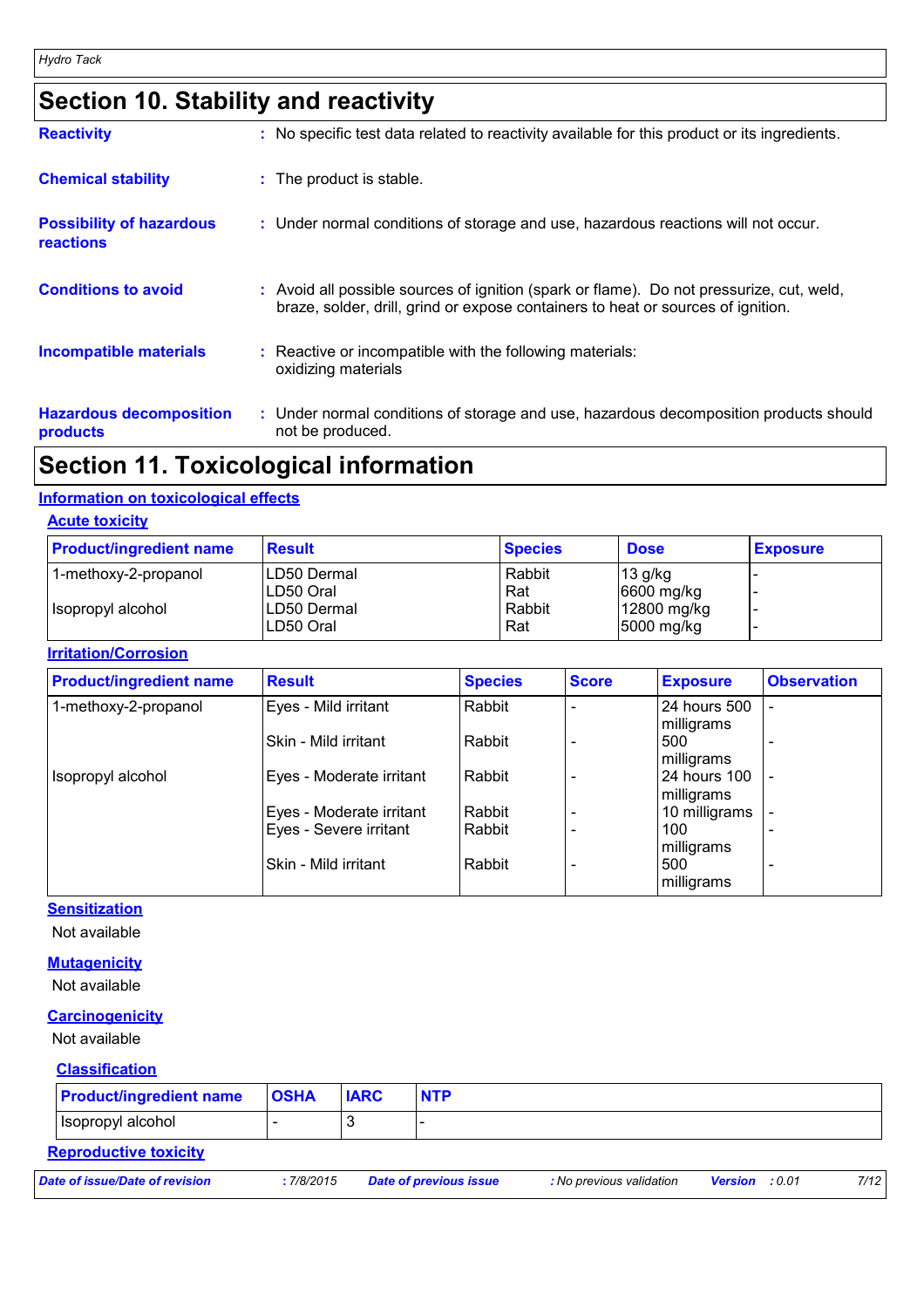## Section 10. Stability and reactivity

**Reactivity** : No specific test data related to reactivity available for this product or its ingredients.

**Chemical stability** : The product is stable.

**Possibility of hazardous reactions** : Under normal conditions of storage and use, hazardous reactions will not occur.

**Conditions to avoid** : Avoid all possible sources of ignition (spark or flame). Do not pressurize, cut, weld, braze, solder, drill, grind or expose containers to heat or sources of ignition.

**Incompatible materials** : Reactive or incompatible with the following materials: oxidizing materials

**Hazardous decomposition products** : Under normal conditions of storage and use, hazardous decomposition products should not be produced.

## Section 11. Toxicological information

### Information on toxicological effects

#### Acute toxicity

| Product/ingredient name | Result | Species | Dose | Exposure |
|---|---|---|---|---|
| 1-methoxy-2-propanol | LD50 Dermal | Rabbit | 13 g/kg | - |
| | LD50 Oral | Rat | 6600 mg/kg | - |
| Isopropyl alcohol | LD50 Dermal | Rabbit | 12800 mg/kg | - |
| | LD50 Oral | Rat | 5000 mg/kg | - |

#### Irritation/Corrosion

| Product/ingredient name | Result | Species | Score | Exposure | Observation |
|---|---|---|---|---|---|
| 1-methoxy-2-propanol | Eyes - Mild irritant | Rabbit | - | 24 hours 500 milligrams | - |
| | Skin - Mild irritant | Rabbit | - | 500 milligrams | - |
| Isopropyl alcohol | Eyes - Moderate irritant | Rabbit | - | 24 hours 100 milligrams | - |
| | Eyes - Moderate irritant | Rabbit | - | 10 milligrams | - |
| | Eyes - Severe irritant | Rabbit | - | 100 milligrams | - |
| | Skin - Mild irritant | Rabbit | - | 500 milligrams | - |

#### Sensitization

Not available

#### Mutagenicity

Not available

#### Carcinogenicity

Not available

#### Classification

| Product/ingredient name | OSHA | IARC | NTP |
|---|---|---|---|
| Isopropyl alcohol | - | 3 | - |

#### Reproductive toxicity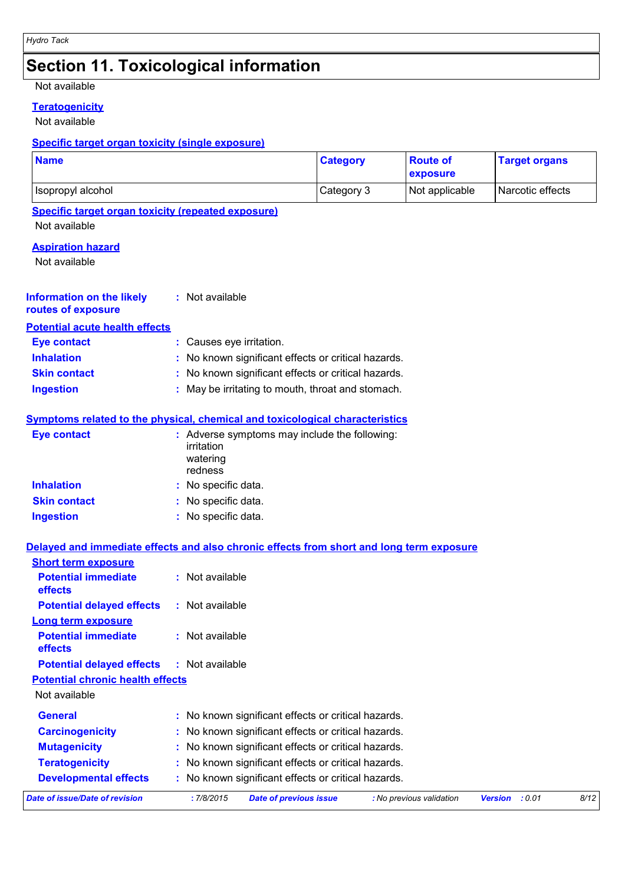## Section 11. Toxicological information

Not available

**Teratogenicity**

Not available

**Specific target organ toxicity (single exposure)**

| Name | Category | Route of exposure | Target organs |
|---|---|---|---|
| Isopropyl alcohol | Category 3 | Not applicable | Narcotic effects |

**Specific target organ toxicity (repeated exposure)**

Not available

**Aspiration hazard**

Not available

**Information on the likely routes of exposure** : Not available

**Potential acute health effects**

**Eye contact** : Causes eye irritation.

**Inhalation** : No known significant effects or critical hazards.

**Skin contact** : No known significant effects or critical hazards.

**Ingestion** : May be irritating to mouth, throat and stomach.

**Symptoms related to the physical, chemical and toxicological characteristics**

**Eye contact** : Adverse symptoms may include the following:
irritation
watering
redness

**Inhalation** : No specific data.

**Skin contact** : No specific data.

**Ingestion** : No specific data.

**Delayed and immediate effects and also chronic effects from short and long term exposure**

**Short term exposure**

**Potential immediate effects** : Not available

**Potential delayed effects** : Not available

**Long term exposure**

**Potential immediate effects** : Not available

**Potential delayed effects** : Not available

**Potential chronic health effects**

Not available

**General** : No known significant effects or critical hazards.

**Carcinogenicity** : No known significant effects or critical hazards.

**Mutagenicity** : No known significant effects or critical hazards.

**Teratogenicity** : No known significant effects or critical hazards.

**Developmental effects** : No known significant effects or critical hazards.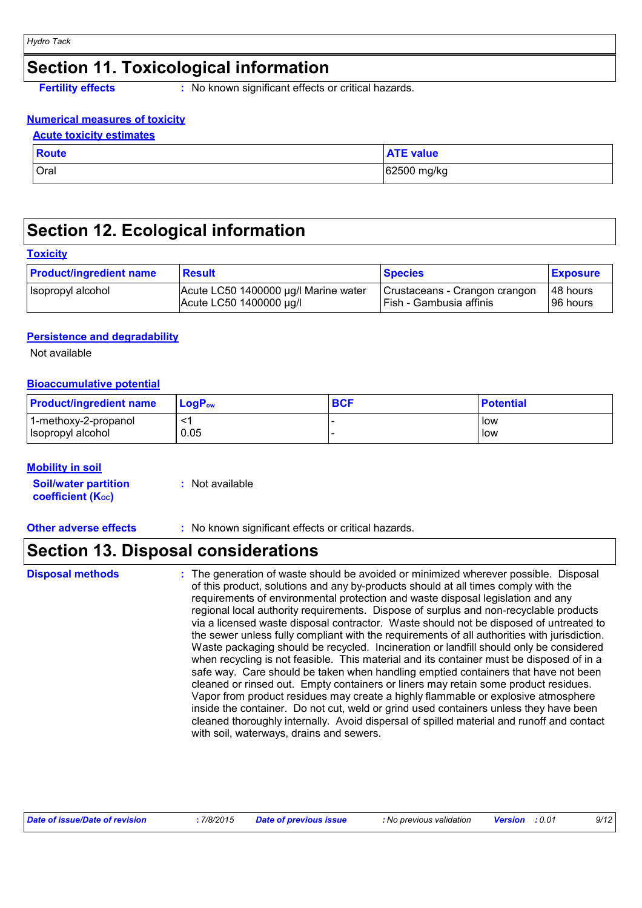# Section 11. Toxicological information

**Fertility effects** : No known significant effects or critical hazards.

**Numerical measures of toxicity**

**Acute toxicity estimates**

| Route | ATE value |
|---|---|
| Oral | 62500 mg/kg |

# Section 12. Ecological information

**Toxicity**

| Product/ingredient name | Result | Species | Exposure |
|---|---|---|---|
| Isopropyl alcohol | Acute LC50 1400000 µg/l Marine water<br>Acute LC50 1400000 µg/l | Crustaceans - Crangon crangon<br>Fish - Gambusia affinis | 48 hours<br>96 hours |

**Persistence and degradability**

Not available

**Bioaccumulative potential**

| Product/ingredient name | $LogP_{ow}$ | BCF | Potential |
|---|---|---|---|
| 1-methoxy-2-propanol<br>Isopropyl alcohol | <1<br>0.05 | -<br>- | low<br>low |

**Mobility in soil**

**Soil/water partition coefficient ($K_{oc}$)** : Not available

**Other adverse effects** : No known significant effects or critical hazards.

# Section 13. Disposal considerations

**Disposal methods** : The generation of waste should be avoided or minimized wherever possible. Disposal of this product, solutions and any by-products should at all times comply with the requirements of environmental protection and waste disposal legislation and any regional local authority requirements. Dispose of surplus and non-recyclable products via a licensed waste disposal contractor. Waste should not be disposed of untreated to the sewer unless fully compliant with the requirements of all authorities with jurisdiction. Waste packaging should be recycled. Incineration or landfill should only be considered when recycling is not feasible. This material and its container must be disposed of in a safe way. Care should be taken when handling emptied containers that have not been cleaned or rinsed out. Empty containers or liners may retain some product residues. Vapor from product residues may create a highly flammable or explosive atmosphere inside the container. Do not cut, weld or grind used containers unless they have been cleaned thoroughly internally. Avoid dispersal of spilled material and runoff and contact with soil, waterways, drains and sewers.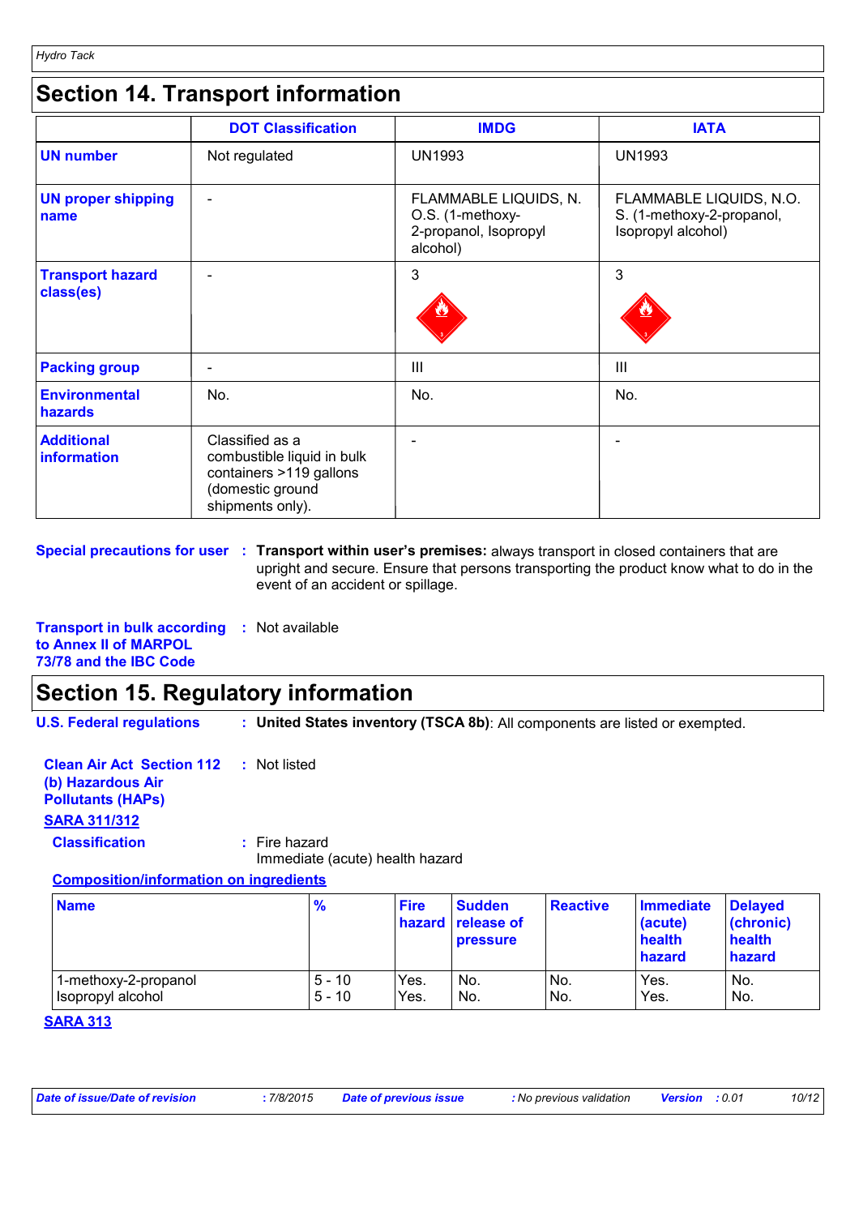## Section 14. Transport information

| | DOT Classification | IMDG | IATA |
|---|---|---|---|
| **UN number** | Not regulated | UN1993 | UN1993 |
| **UN proper shipping name** | - | FLAMMABLE LIQUIDS, N.O.S. (1-methoxy-2-propanol, Isopropyl alcohol) | FLAMMABLE LIQUIDS, N.O.S. (1-methoxy-2-propanol, Isopropyl alcohol) |
| **Transport hazard class(es)** | - | 3 | 3 |
| **Packing group** | - | III | III |
| **Environmental hazards** | No. | No. | No. |
| **Additional information** | Classified as a combustible liquid in bulk containers >119 gallons (domestic ground shipments only). | - | - |

**Special precautions for user** : **Transport within user's premises:** always transport in closed containers that are upright and secure. Ensure that persons transporting the product know what to do in the event of an accident or spillage.

**Transport in bulk according to Annex II of MARPOL 73/78 and the IBC Code** : Not available

## Section 15. Regulatory information

**U.S. Federal regulations** : **United States inventory (TSCA 8b)**: All components are listed or exempted.

**Clean Air Act Section 112 (b) Hazardous Air Pollutants (HAPs)** : Not listed

**SARA 311/312**

**Classification** : Fire hazard
Immediate (acute) health hazard

**Composition/information on ingredients**

| Name | % | Fire hazard | Sudden release of pressure | Reactive | Immediate (acute) health hazard | Delayed (chronic) health hazard |
|---|---|---|---|---|---|---|
| 1-methoxy-2-propanol | 5 - 10 | Yes. | No. | No. | Yes. | No. |
| Isopropyl alcohol | 5 - 10 | Yes. | No. | No. | Yes. | No. |

**SARA 313**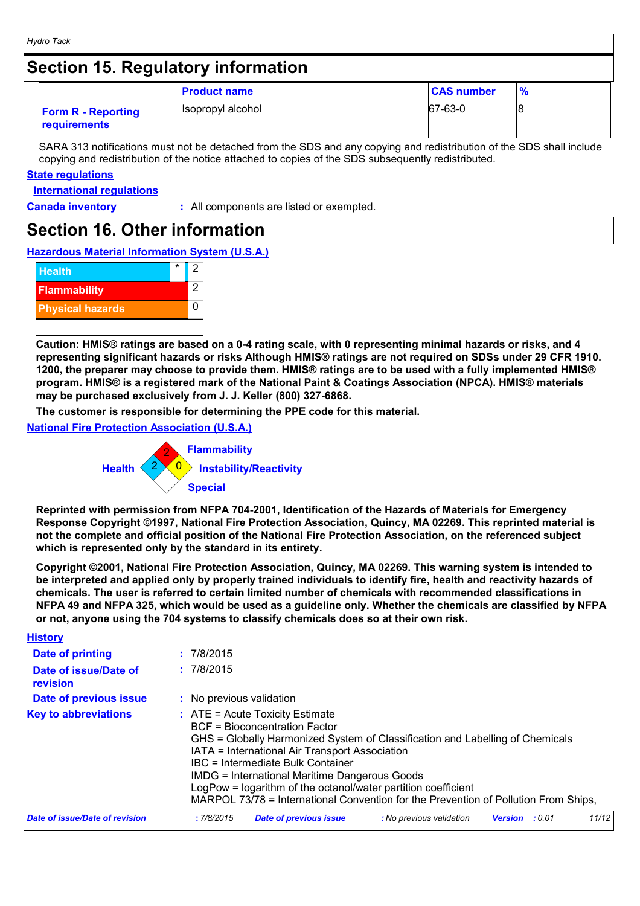# Section 15. Regulatory information

| | Product name | CAS number | % |
|---|---|---|---|
| **Form R - Reporting requirements** | Isopropyl alcohol | 67-63-0 | 8 |

SARA 313 notifications must not be detached from the SDS and any copying and redistribution of the SDS shall include copying and redistribution of the notice attached to copies of the SDS subsequently redistributed.

**State regulations**

**International regulations**

**Canada inventory** : All components are listed or exempted.

# Section 16. Other information

**Hazardous Material Information System (U.S.A.)**

| | |
|---|---|
| Health | * 2 |
| Flammability | 2 |
| Physical hazards | 0 |

**Caution: HMIS® ratings are based on a 0-4 rating scale, with 0 representing minimal hazards or risks, and 4 representing significant hazards or risks Although HMIS® ratings are not required on SDSs under 29 CFR 1910. 1200, the preparer may choose to provide them. HMIS® ratings are to be used with a fully implemented HMIS® program. HMIS® is a registered mark of the National Paint & Coatings Association (NPCA). HMIS® materials may be purchased exclusively from J. J. Keller (800) 327-6868.**

**The customer is responsible for determining the PPE code for this material.**

**National Fire Protection Association (U.S.A.)**

Flammability: 2
Health: 2
Instability/Reactivity: 0
Special

**Reprinted with permission from NFPA 704-2001, Identification of the Hazards of Materials for Emergency Response Copyright ©1997, National Fire Protection Association, Quincy, MA 02269. This reprinted material is not the complete and official position of the National Fire Protection Association, on the referenced subject which is represented only by the standard in its entirety.**

**Copyright ©2001, National Fire Protection Association, Quincy, MA 02269. This warning system is intended to be interpreted and applied only by properly trained individuals to identify fire, health and reactivity hazards of chemicals. The user is referred to certain limited number of chemicals with recommended classifications in NFPA 49 and NFPA 325, which would be used as a guideline only. Whether the chemicals are classified by NFPA or not, anyone using the 704 systems to classify chemicals does so at their own risk.**

**History**

**Date of printing** : 7/8/2015

**Date of issue/Date of revision** : 7/8/2015

**Date of previous issue** : No previous validation

**Key to abbreviations** : ATE = Acute Toxicity Estimate
BCF = Bioconcentration Factor
GHS = Globally Harmonized System of Classification and Labelling of Chemicals
IATA = International Air Transport Association
IBC = Intermediate Bulk Container
IMDG = International Maritime Dangerous Goods
LogPow = logarithm of the octanol/water partition coefficient
MARPOL 73/78 = International Convention for the Prevention of Pollution From Ships,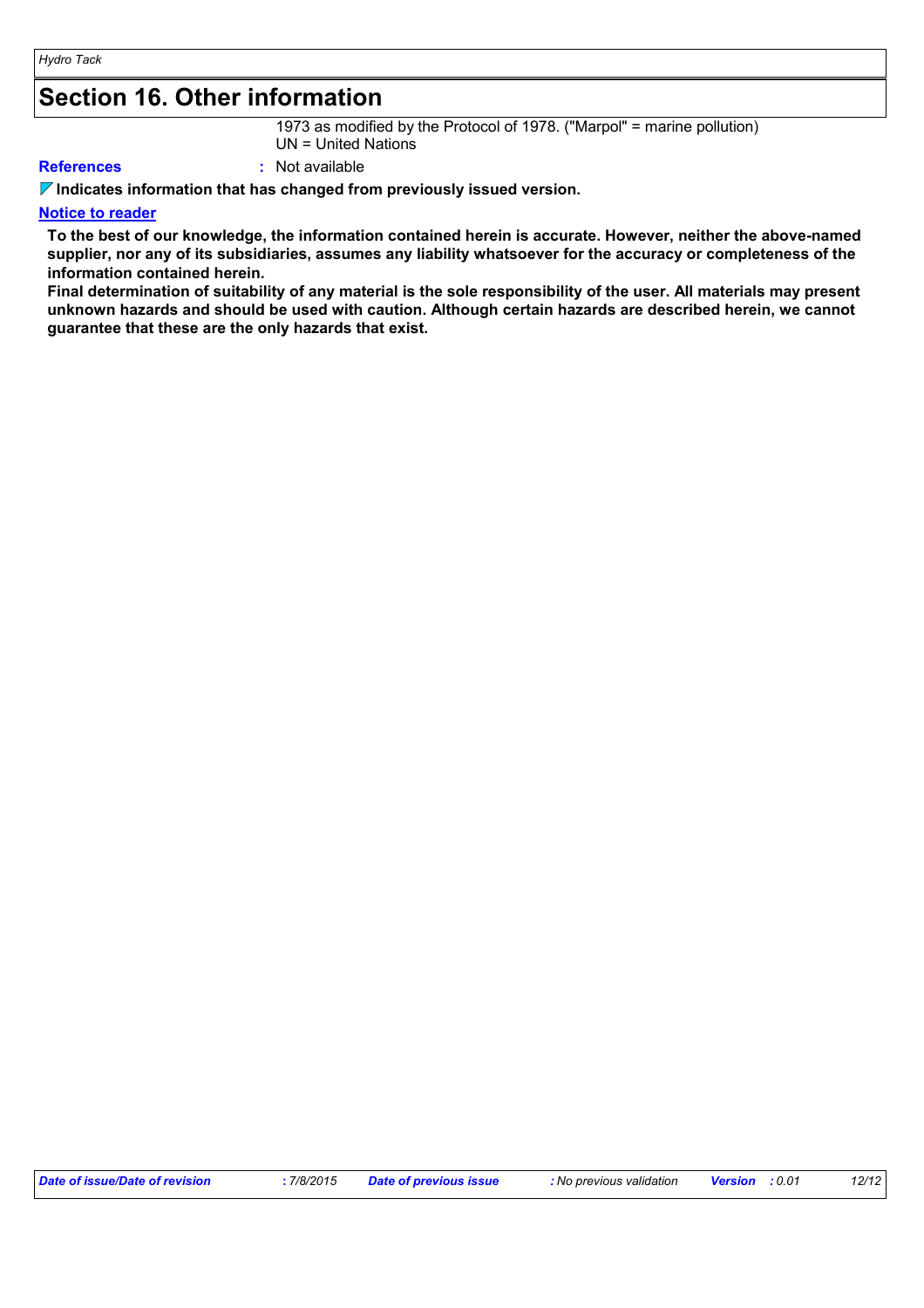## Section 16. Other information

1973 as modified by the Protocol of 1978. ("Marpol" = marine pollution)
UN = United Nations

**References** : Not available

**Indicates information that has changed from previously issued version.**

**Notice to reader**

**To the best of our knowledge, the information contained herein is accurate. However, neither the above-named supplier, nor any of its subsidiaries, assumes any liability whatsoever for the accuracy or completeness of the information contained herein.**

**Final determination of suitability of any material is the sole responsibility of the user. All materials may present unknown hazards and should be used with caution. Although certain hazards are described herein, we cannot guarantee that these are the only hazards that exist.**